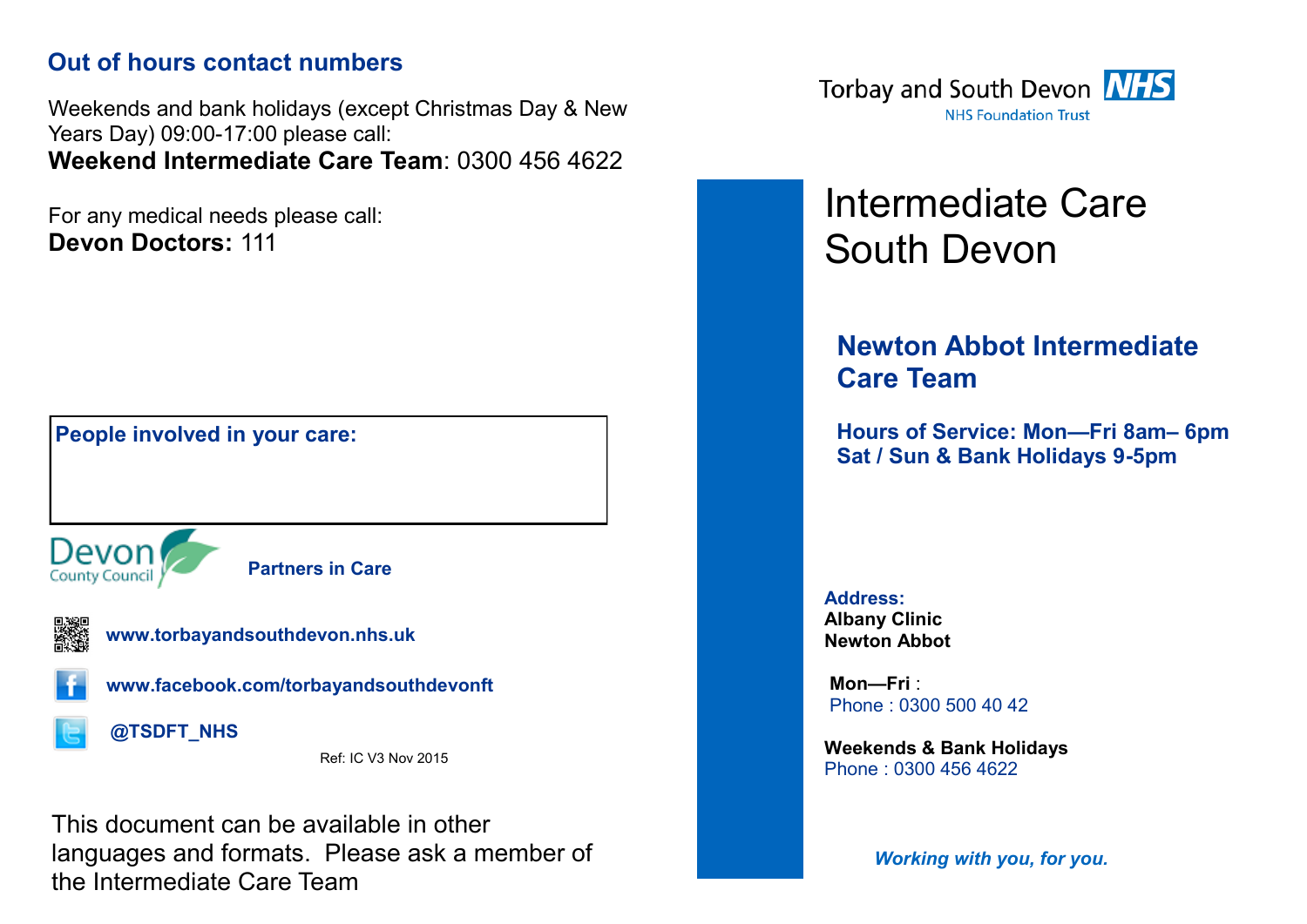## Out of hours contact numbers

Weekends and bank holidays (except Christmas Day & New Years Day) 09:00-17:00 please call:
**Weekend Intermediate Care Team**: 0300 456 4622

For any medical needs please call:
**Devon Doctors:** 111

**People involved in your care:**

Devon County Council **Partners in Care**

**www.torbayandsouthdevon.nhs.uk**

**www.facebook.com/torbayandsouthdevonft**

**@TSDFT_NHS**

Ref: IC V3 Nov 2015

This document can be available in other languages and formats. Please ask a member of the Intermediate Care Team

Torbay and South Devon NHS
NHS Foundation Trust

# Intermediate Care South Devon

## Newton Abbot Intermediate Care Team

**Hours of Service: Mon—Fri 8am– 6pm**
**Sat / Sun & Bank Holidays 9-5pm**

**Address:**
**Albany Clinic**
**Newton Abbot**

**Mon—Fri** :
Phone : 0300 500 40 42

**Weekends & Bank Holidays**
Phone : 0300 456 4622

***Working with you, for you.***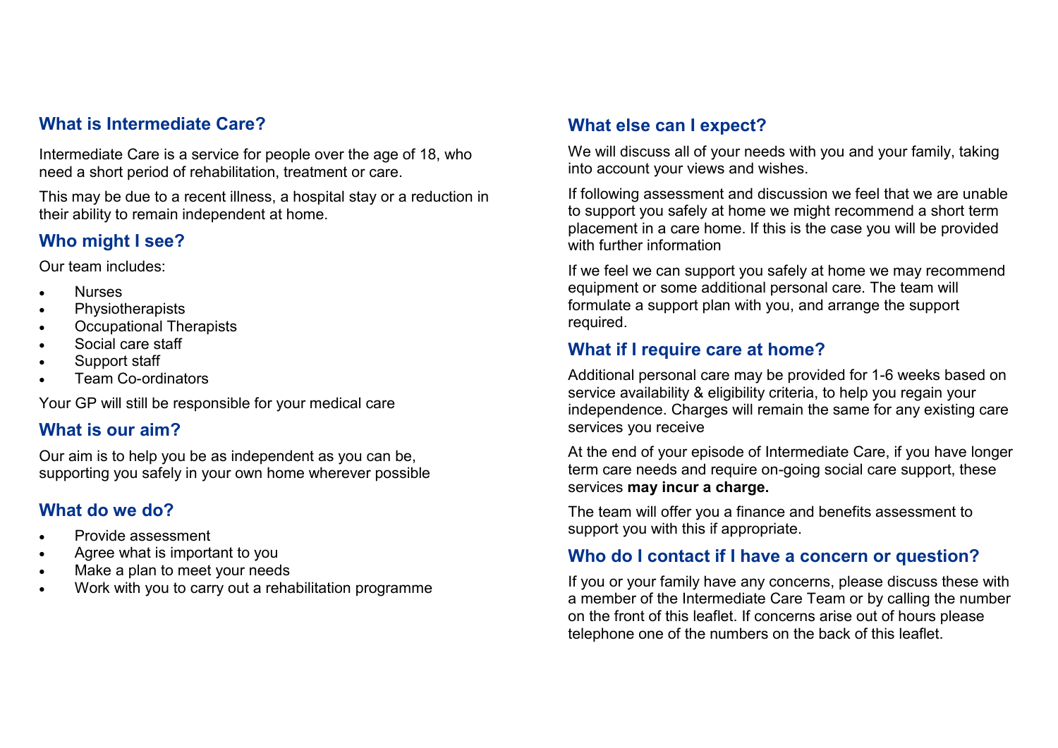## What is Intermediate Care?

Intermediate Care is a service for people over the age of 18, who need a short period of rehabilitation, treatment or care.

This may be due to a recent illness, a hospital stay or a reduction in their ability to remain independent at home.

## Who might I see?

Our team includes:

- Nurses
- Physiotherapists
- Occupational Therapists
- Social care staff
- Support staff
- Team Co-ordinators

Your GP will still be responsible for your medical care

## What is our aim?

Our aim is to help you be as independent as you can be, supporting you safely in your own home wherever possible

## What do we do?

- Provide assessment
- Agree what is important to you
- Make a plan to meet your needs
- Work with you to carry out a rehabilitation programme

## What else can I expect?

We will discuss all of your needs with you and your family, taking into account your views and wishes.

If following assessment and discussion we feel that we are unable to support you safely at home we might recommend a short term placement in a care home. If this is the case you will be provided with further information

If we feel we can support you safely at home we may recommend equipment or some additional personal care. The team will formulate a support plan with you, and arrange the support required.

## What if I require care at home?

Additional personal care may be provided for 1-6 weeks based on service availability & eligibility criteria, to help you regain your independence. Charges will remain the same for any existing care services you receive

At the end of your episode of Intermediate Care, if you have longer term care needs and require on-going social care support, these services **may incur a charge.**

The team will offer you a finance and benefits assessment to support you with this if appropriate.

## Who do I contact if I have a concern or question?

If you or your family have any concerns, please discuss these with a member of the Intermediate Care Team or by calling the number on the front of this leaflet. If concerns arise out of hours please telephone one of the numbers on the back of this leaflet.